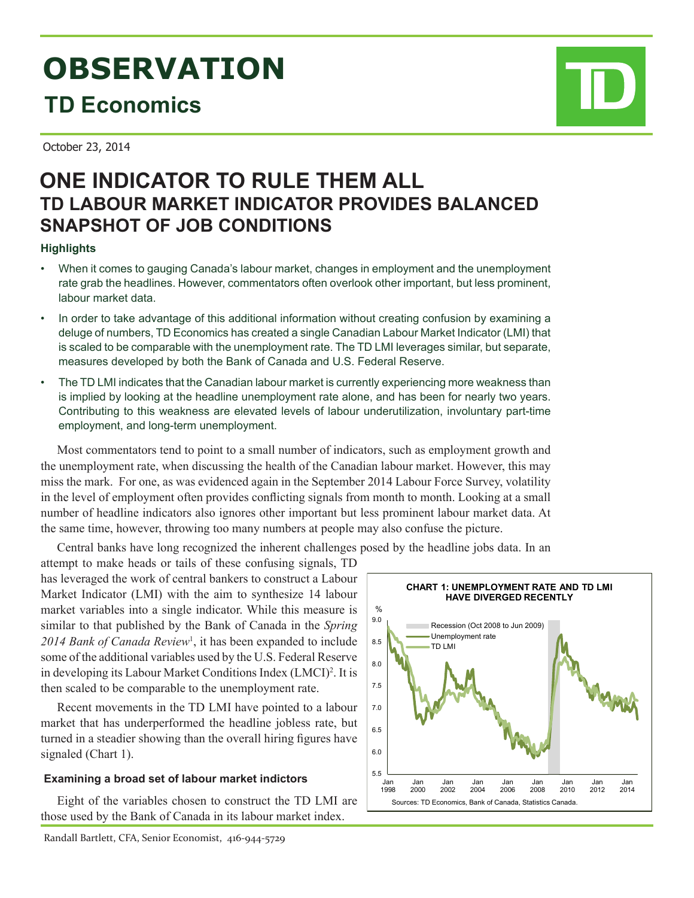# OBSERVATION

## TD Economics

October 23, 2014

# ONE INDICATOR TO RULE THEM ALL

## TD LABOUR MARKET INDICATOR PROVIDES BALANCED SNAPSHOT OF JOB CONDITIONS

### Highlights

- When it comes to gauging Canada's labour market, changes in employment and the unemployment rate grab the headlines. However, commentators often overlook other important, but less prominent, labour market data.
- In order to take advantage of this additional information without creating confusion by examining a deluge of numbers, TD Economics has created a single Canadian Labour Market Indicator (LMI) that is scaled to be comparable with the unemployment rate. The TD LMI leverages similar, but separate, measures developed by both the Bank of Canada and U.S. Federal Reserve.
- The TD LMI indicates that the Canadian labour market is currently experiencing more weakness than is implied by looking at the headline unemployment rate alone, and has been for nearly two years. Contributing to this weakness are elevated levels of labour underutilization, involuntary part-time employment, and long-term unemployment.

Most commentators tend to point to a small number of indicators, such as employment growth and the unemployment rate, when discussing the health of the Canadian labour market. However, this may miss the mark. For one, as was evidenced again in the September 2014 Labour Force Survey, volatility in the level of employment often provides conflicting signals from month to month. Looking at a small number of headline indicators also ignores other important but less prominent labour market data. At the same time, however, throwing too many numbers at people may also confuse the picture.

Central banks have long recognized the inherent challenges posed by the headline jobs data. In an attempt to make heads or tails of these confusing signals, TD has leveraged the work of central bankers to construct a Labour Market Indicator (LMI) with the aim to synthesize 14 labour market variables into a single indicator. While this measure is similar to that published by the Bank of Canada in the *Spring 2014 Bank of Canada Review*[1], it has been expanded to include some of the additional variables used by the U.S. Federal Reserve in developing its Labour Market Conditions Index (LMCI)[2]. It is then scaled to be comparable to the unemployment rate.

Recent movements in the TD LMI have pointed to a labour market that has underperformed the headline jobless rate, but turned in a steadier showing than the overall hiring figures have signaled (Chart 1).

**CHART 1: UNEMPLOYMENT RATE AND TD LMI HAVE DIVERGED RECENTLY**

Sources: TD Economics, Bank of Canada, Statistics Canada.

### Examining a broad set of labour market indictors

Eight of the variables chosen to construct the TD LMI are those used by the Bank of Canada in its labour market index.

Randall Bartlett, CFA, Senior Economist, 416-944-5729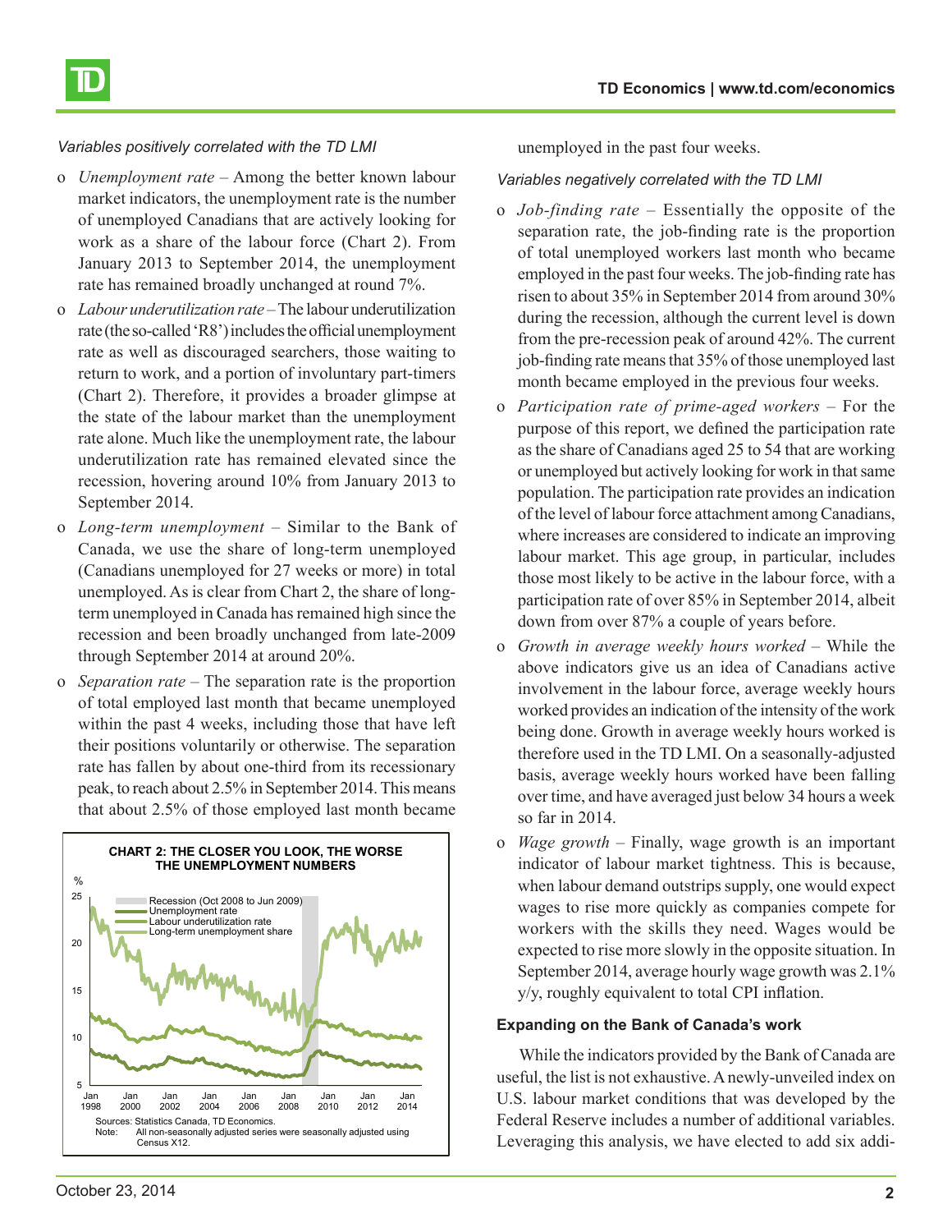*Variables positively correlated with the TD LMI*

- *Unemployment rate* – Among the better known labour market indicators, the unemployment rate is the number of unemployed Canadians that are actively looking for work as a share of the labour force (Chart 2). From January 2013 to September 2014, the unemployment rate has remained broadly unchanged at round 7%.
- *Labour underutilization rate* – The labour underutilization rate (the so-called 'R8') includes the official unemployment rate as well as discouraged searchers, those waiting to return to work, and a portion of involuntary part-timers (Chart 2). Therefore, it provides a broader glimpse at the state of the labour market than the unemployment rate alone. Much like the unemployment rate, the labour underutilization rate has remained elevated since the recession, hovering around 10% from January 2013 to September 2014.
- *Long-term unemployment* – Similar to the Bank of Canada, we use the share of long-term unemployed (Canadians unemployed for 27 weeks or more) in total unemployed. As is clear from Chart 2, the share of long-term unemployed in Canada has remained high since the recession and been broadly unchanged from late-2009 through September 2014 at around 20%.
- *Separation rate* – The separation rate is the proportion of total employed last month that became unemployed within the past 4 weeks, including those that have left their positions voluntarily or otherwise. The separation rate has fallen by about one-third from its recessionary peak, to reach about 2.5% in September 2014. This means that about 2.5% of those employed last month became unemployed in the past four weeks.

**CHART 2: THE CLOSER YOU LOOK, THE WORSE THE UNEMPLOYMENT NUMBERS**

Sources: Statistics Canada, TD Economics.
Note: All non-seasonally adjusted series were seasonally adjusted using Census X12.

*Variables negatively correlated with the TD LMI*

- *Job-finding rate* – Essentially the opposite of the separation rate, the job-finding rate is the proportion of total unemployed workers last month who became employed in the past four weeks. The job-finding rate has risen to about 35% in September 2014 from around 30% during the recession, although the current level is down from the pre-recession peak of around 42%. The current job-finding rate means that 35% of those unemployed last month became employed in the previous four weeks.
- *Participation rate of prime-aged workers* – For the purpose of this report, we defined the participation rate as the share of Canadians aged 25 to 54 that are working or unemployed but actively looking for work in that same population. The participation rate provides an indication of the level of labour force attachment among Canadians, where increases are considered to indicate an improving labour market. This age group, in particular, includes those most likely to be active in the labour force, with a participation rate of over 85% in September 2014, albeit down from over 87% a couple of years before.
- *Growth in average weekly hours worked* – While the above indicators give us an idea of Canadians active involvement in the labour force, average weekly hours worked provides an indication of the intensity of the work being done. Growth in average weekly hours worked is therefore used in the TD LMI. On a seasonally-adjusted basis, average weekly hours worked have been falling over time, and have averaged just below 34 hours a week so far in 2014.
- *Wage growth* – Finally, wage growth is an important indicator of labour market tightness. This is because, when labour demand outstrips supply, one would expect wages to rise more quickly as companies compete for workers with the skills they need. Wages would be expected to rise more slowly in the opposite situation. In September 2014, average hourly wage growth was 2.1% y/y, roughly equivalent to total CPI inflation.

**Expanding on the Bank of Canada's work**

While the indicators provided by the Bank of Canada are useful, the list is not exhaustive. A newly-unveiled index on U.S. labour market conditions that was developed by the Federal Reserve includes a number of additional variables. Leveraging this analysis, we have elected to add six addi-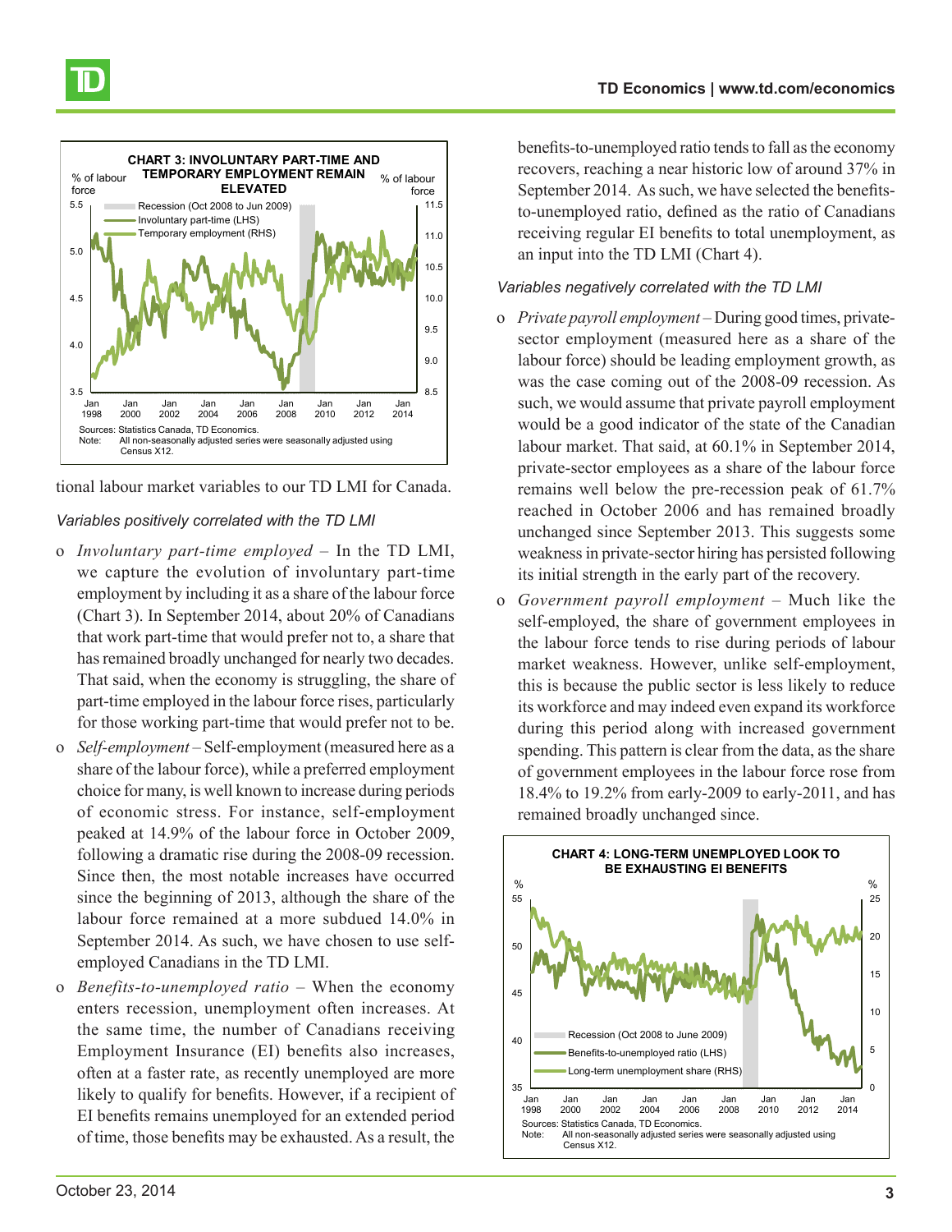**CHART 3: INVOLUNTARY PART-TIME AND TEMPORARY EMPLOYMENT REMAIN ELEVATED**

Sources: Statistics Canada, TD Economics.
Note: All non-seasonally adjusted series were seasonally adjusted using Census X12.

tional labour market variables to our TD LMI for Canada.

*Variables positively correlated with the TD LMI*

- *Involuntary part-time employed* – In the TD LMI, we capture the evolution of involuntary part-time employment by including it as a share of the labour force (Chart 3). In September 2014, about 20% of Canadians that work part-time that would prefer not to, a share that has remained broadly unchanged for nearly two decades. That said, when the economy is struggling, the share of part-time employed in the labour force rises, particularly for those working part-time that would prefer not to be.
- *Self-employment* – Self-employment (measured here as a share of the labour force), while a preferred employment choice for many, is well known to increase during periods of economic stress. For instance, self-employment peaked at 14.9% of the labour force in October 2009, following a dramatic rise during the 2008-09 recession. Since then, the most notable increases have occurred since the beginning of 2013, although the share of the labour force remained at a more subdued 14.0% in September 2014. As such, we have chosen to use self-employed Canadians in the TD LMI.
- *Benefits-to-unemployed ratio* – When the economy enters recession, unemployment often increases. At the same time, the number of Canadians receiving Employment Insurance (EI) benefits also increases, often at a faster rate, as recently unemployed are more likely to qualify for benefits. However, if a recipient of EI benefits remains unemployed for an extended period of time, those benefits may be exhausted. As a result, the benefits-to-unemployed ratio tends to fall as the economy recovers, reaching a near historic low of around 37% in September 2014. As such, we have selected the benefits-to-unemployed ratio, defined as the ratio of Canadians receiving regular EI benefits to total unemployment, as an input into the TD LMI (Chart 4).

*Variables negatively correlated with the TD LMI*

- *Private payroll employment* – During good times, private-sector employment (measured here as a share of the labour force) should be leading employment growth, as was the case coming out of the 2008-09 recession. As such, we would assume that private payroll employment would be a good indicator of the state of the Canadian labour market. That said, at 60.1% in September 2014, private-sector employees as a share of the labour force remains well below the pre-recession peak of 61.7% reached in October 2006 and has remained broadly unchanged since September 2013. This suggests some weakness in private-sector hiring has persisted following its initial strength in the early part of the recovery.
- *Government payroll employment* – Much like the self-employed, the share of government employees in the labour force tends to rise during periods of labour market weakness. However, unlike self-employment, this is because the public sector is less likely to reduce its workforce and may indeed even expand its workforce during this period along with increased government spending. This pattern is clear from the data, as the share of government employees in the labour force rose from 18.4% to 19.2% from early-2009 to early-2011, and has remained broadly unchanged since.

**CHART 4: LONG-TERM UNEMPLOYED LOOK TO BE EXHAUSTING EI BENEFITS**

Sources: Statistics Canada, TD Economics.
Note: All non-seasonally adjusted series were seasonally adjusted using Census X12.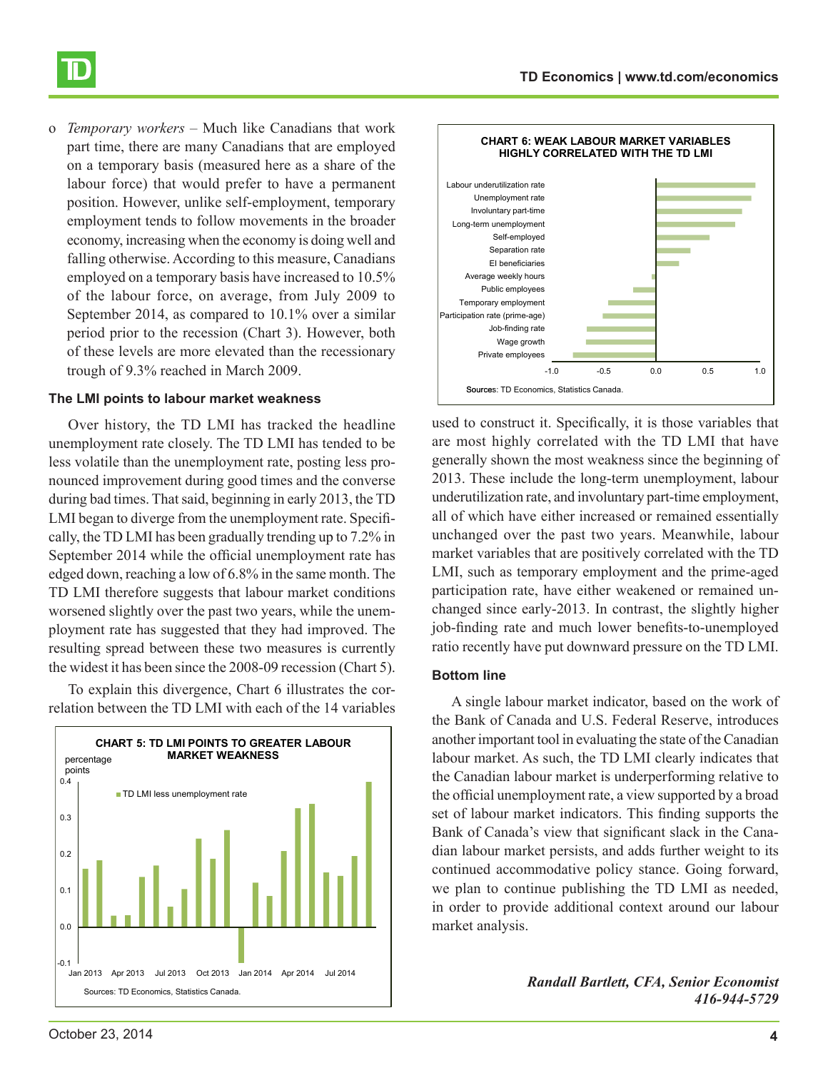- *Temporary workers* – Much like Canadians that work part time, there are many Canadians that are employed on a temporary basis (measured here as a share of the labour force) that would prefer to have a permanent position. However, unlike self-employment, temporary employment tends to follow movements in the broader economy, increasing when the economy is doing well and falling otherwise. According to this measure, Canadians employed on a temporary basis have increased to 10.5% of the labour force, on average, from July 2009 to September 2014, as compared to 10.1% over a similar period prior to the recession (Chart 3). However, both of these levels are more elevated than the recessionary trough of 9.3% reached in March 2009.

### The LMI points to labour market weakness

Over history, the TD LMI has tracked the headline unemployment rate closely. The TD LMI has tended to be less volatile than the unemployment rate, posting less pronounced improvement during good times and the converse during bad times. That said, beginning in early 2013, the TD LMI began to diverge from the unemployment rate. Specifically, the TD LMI has been gradually trending up to 7.2% in September 2014 while the official unemployment rate has edged down, reaching a low of 6.8% in the same month. The TD LMI therefore suggests that labour market conditions worsened slightly over the past two years, while the unemployment rate has suggested that they had improved. The resulting spread between these two measures is currently the widest it has been since the 2008-09 recession (Chart 5).

To explain this divergence, Chart 6 illustrates the correlation between the TD LMI with each of the 14 variables used to construct it. Specifically, it is those variables that are most highly correlated with the TD LMI that have generally shown the most weakness since the beginning of 2013. These include the long-term unemployment, labour underutilization rate, and involuntary part-time employment, all of which have either increased or remained essentially unchanged over the past two years. Meanwhile, labour market variables that are positively correlated with the TD LMI, such as temporary employment and the prime-aged participation rate, have either weakened or remained unchanged since early-2013. In contrast, the slightly higher job-finding rate and much lower benefits-to-unemployed ratio recently have put downward pressure on the TD LMI.

**CHART 5: TD LMI POINTS TO GREATER LABOUR MARKET WEAKNESS**

Sources: TD Economics, Statistics Canada.

**CHART 6: WEAK LABOUR MARKET VARIABLES HIGHLY CORRELATED WITH THE TD LMI**

Sources: TD Economics, Statistics Canada.

### Bottom line

A single labour market indicator, based on the work of the Bank of Canada and U.S. Federal Reserve, introduces another important tool in evaluating the state of the Canadian labour market. As such, the TD LMI clearly indicates that the Canadian labour market is underperforming relative to the official unemployment rate, a view supported by a broad set of labour market indicators. This finding supports the Bank of Canada's view that significant slack in the Canadian labour market persists, and adds further weight to its continued accommodative policy stance. Going forward, we plan to continue publishing the TD LMI as needed, in order to provide additional context around our labour market analysis.

*Randall Bartlett, CFA, Senior Economist*
*416-944-5729*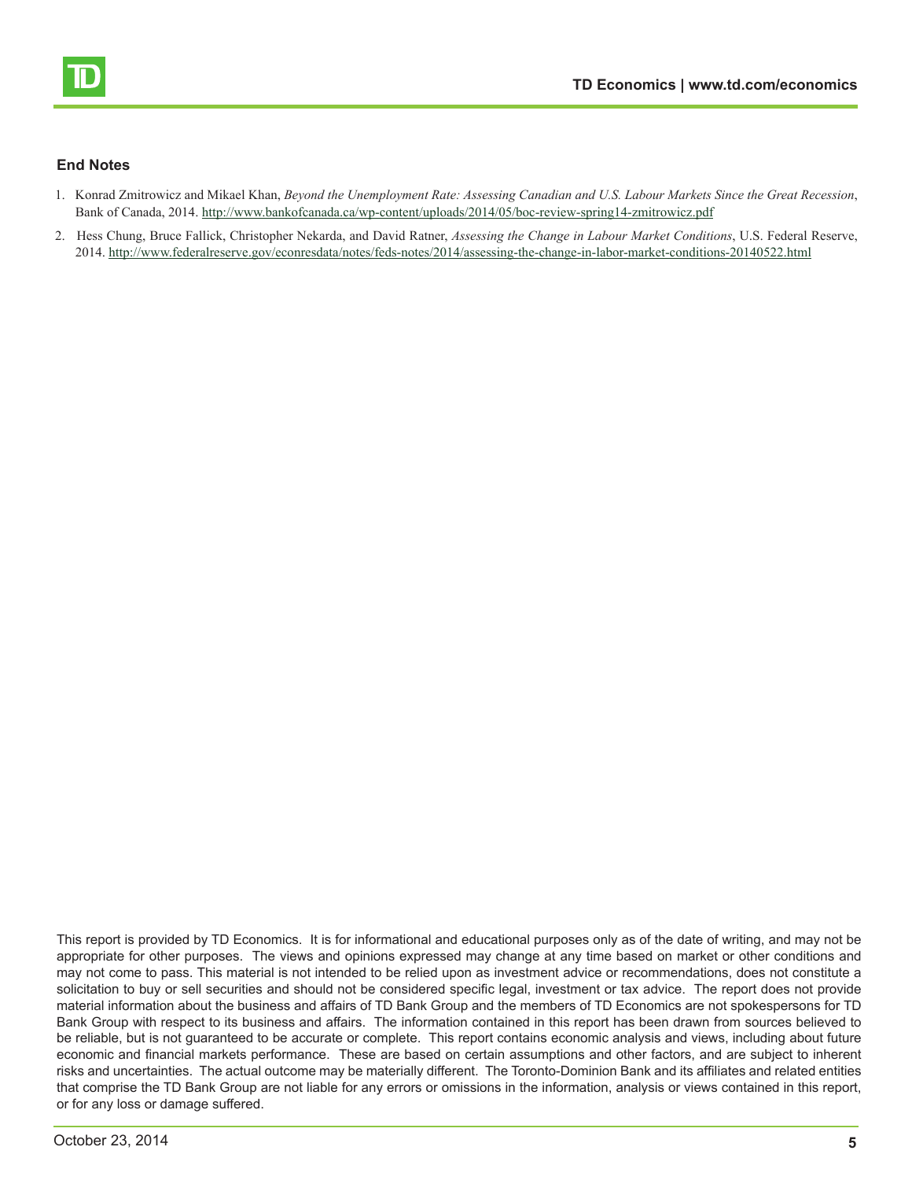## End Notes

1. Konrad Zmitrowicz and Mikael Khan, *Beyond the Unemployment Rate: Assessing Canadian and U.S. Labour Markets Since the Great Recession*, Bank of Canada, 2014. http://www.bankofcanada.ca/wp-content/uploads/2014/05/boc-review-spring14-zmitrowicz.pdf
2. Hess Chung, Bruce Fallick, Christopher Nekarda, and David Ratner, *Assessing the Change in Labour Market Conditions*, U.S. Federal Reserve, 2014. http://www.federalreserve.gov/econresdata/notes/feds-notes/2014/assessing-the-change-in-labor-market-conditions-20140522.html

This report is provided by TD Economics. It is for informational and educational purposes only as of the date of writing, and may not be appropriate for other purposes. The views and opinions expressed may change at any time based on market or other conditions and may not come to pass. This material is not intended to be relied upon as investment advice or recommendations, does not constitute a solicitation to buy or sell securities and should not be considered specific legal, investment or tax advice. The report does not provide material information about the business and affairs of TD Bank Group and the members of TD Economics are not spokespersons for TD Bank Group with respect to its business and affairs. The information contained in this report has been drawn from sources believed to be reliable, but is not guaranteed to be accurate or complete. This report contains economic analysis and views, including about future economic and financial markets performance. These are based on certain assumptions and other factors, and are subject to inherent risks and uncertainties. The actual outcome may be materially different. The Toronto-Dominion Bank and its affiliates and related entities that comprise the TD Bank Group are not liable for any errors or omissions in the information, analysis or views contained in this report, or for any loss or damage suffered.